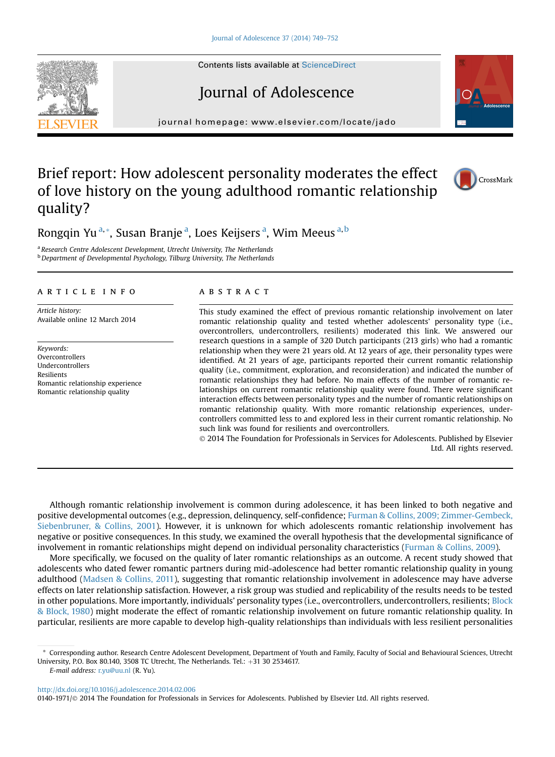# Brief report: How adolescent personality moderates the effect of love history on the young adulthood romantic relationship quality?

Rongqin Yu [a,*], Susan Branje [a], Loes Keijsers [a], Wim Meeus [a,b]

[a] *Research Centre Adolescent Development, Utrecht University, The Netherlands*
[b] *Department of Developmental Psychology, Tilburg University, The Netherlands*

## ARTICLE INFO

*Article history:*
Available online 12 March 2014

*Keywords:*
Overcontrollers
Undercontrollers
Resilients
Romantic relationship experience
Romantic relationship quality

## ABSTRACT

This study examined the effect of previous romantic relationship involvement on later romantic relationship quality and tested whether adolescents' personality type (i.e., overcontrollers, undercontrollers, resilients) moderated this link. We answered our research questions in a sample of 320 Dutch participants (213 girls) who had a romantic relationship when they were 21 years old. At 12 years of age, their personality types were identified. At 21 years of age, participants reported their current romantic relationship quality (i.e., commitment, exploration, and reconsideration) and indicated the number of romantic relationships they had before. No main effects of the number of romantic relationships on current romantic relationship quality were found. There were significant interaction effects between personality types and the number of romantic relationships on romantic relationship quality. With more romantic relationship experiences, undercontrollers committed less to and explored less in their current romantic relationship. No such link was found for resilients and overcontrollers.

© 2014 The Foundation for Professionals in Services for Adolescents. Published by Elsevier Ltd. All rights reserved.

Although romantic relationship involvement is common during adolescence, it has been linked to both negative and positive developmental outcomes (e.g., depression, delinquency, self-confidence; Furman & Collins, 2009; Zimmer-Gembeck, Siebenbruner, & Collins, 2001). However, it is unknown for which adolescents romantic relationship involvement has negative or positive consequences. In this study, we examined the overall hypothesis that the developmental significance of involvement in romantic relationships might depend on individual personality characteristics (Furman & Collins, 2009).

More specifically, we focused on the quality of later romantic relationships as an outcome. A recent study showed that adolescents who dated fewer romantic partners during mid-adolescence had better romantic relationship quality in young adulthood (Madsen & Collins, 2011), suggesting that romantic relationship involvement in adolescence may have adverse effects on later relationship satisfaction. However, a risk group was studied and replicability of the results needs to be tested in other populations. More importantly, individuals' personality types (i.e., overcontrollers, undercontrollers, resilients; Block & Block, 1980) might moderate the effect of romantic relationship involvement on future romantic relationship quality. In particular, resilients are more capable to develop high-quality relationships than individuals with less resilient personalities

\* Corresponding author. Research Centre Adolescent Development, Department of Youth and Family, Faculty of Social and Behavioural Sciences, Utrecht University, P.O. Box 80.140, 3508 TC Utrecht, The Netherlands. Tel.: +31 30 2534617.
*E-mail address:* r.yu@uu.nl (R. Yu).

http://dx.doi.org/10.1016/j.adolescence.2014.02.006
0140-1971/© 2014 The Foundation for Professionals in Services for Adolescents. Published by Elsevier Ltd. All rights reserved.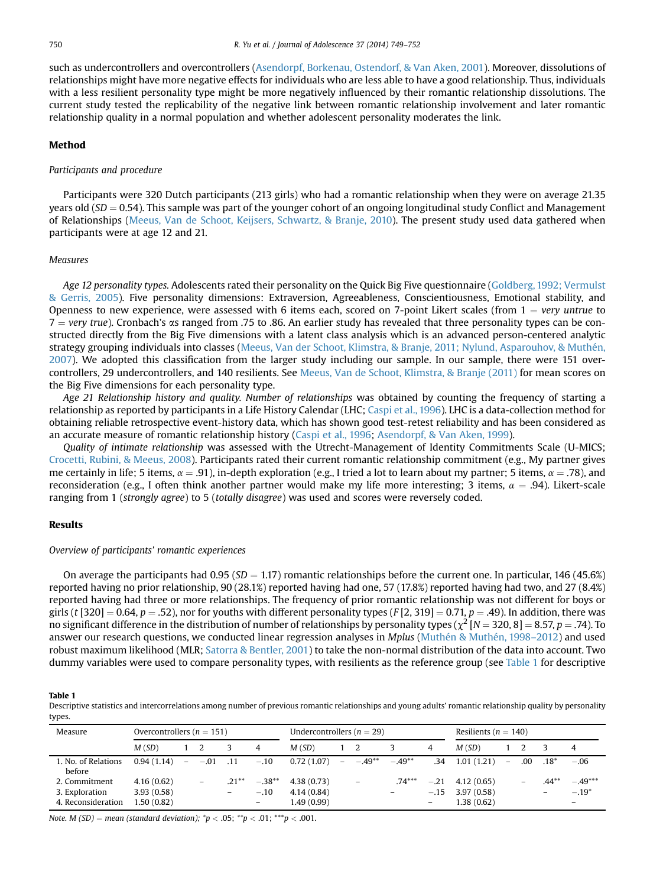such as undercontrollers and overcontrollers (Asendorpf, Borkenau, Ostendorf, & Van Aken, 2001). Moreover, dissolutions of relationships might have more negative effects for individuals who are less able to have a good relationship. Thus, individuals with a less resilient personality type might be more negatively influenced by their romantic relationship dissolutions. The current study tested the replicability of the negative link between romantic relationship involvement and later romantic relationship quality in a normal population and whether adolescent personality moderates the link.

## Method

### *Participants and procedure*

Participants were 320 Dutch participants (213 girls) who had a romantic relationship when they were on average 21.35 years old ($SD = 0.54$). This sample was part of the younger cohort of an ongoing longitudinal study Conflict and Management of Relationships (Meeus, Van de Schoot, Keijsers, Schwartz, & Branje, 2010). The present study used data gathered when participants were at age 12 and 21.

### *Measures*

*Age 12 personality types.* Adolescents rated their personality on the Quick Big Five questionnaire (Goldberg, 1992; Vermulst & Gerris, 2005). Five personality dimensions: Extraversion, Agreeableness, Conscientiousness, Emotional stability, and Openness to new experience, were assessed with 6 items each, scored on 7-point Likert scales (from 1 = *very untrue* to 7 = *very true*). Cronbach's $\alpha$s ranged from .75 to .86. An earlier study has revealed that three personality types can be constructed directly from the Big Five dimensions with a latent class analysis which is an advanced person-centered analytic strategy grouping individuals into classes (Meeus, Van der Schoot, Klimstra, & Branje, 2011; Nylund, Asparouhov, & Muthén, 2007). We adopted this classification from the larger study including our sample. In our sample, there were 151 overcontrollers, 29 undercontrollers, and 140 resilients. See Meeus, Van de Schoot, Klimstra, & Branje (2011) for mean scores on the Big Five dimensions for each personality type.

*Age 21 Relationship history and quality. Number of relationships* was obtained by counting the frequency of starting a relationship as reported by participants in a Life History Calendar (LHC; Caspi et al., 1996). LHC is a data-collection method for obtaining reliable retrospective event-history data, which has shown good test-retest reliability and has been considered as an accurate measure of romantic relationship history (Caspi et al., 1996; Asendorpf, & Van Aken, 1999).

*Quality of intimate relationship* was assessed with the Utrecht-Management of Identity Commitments Scale (U-MICS; Crocetti, Rubini, & Meeus, 2008). Participants rated their current romantic relationship commitment (e.g., My partner gives me certainly in life; 5 items, $\alpha = .91$), in-depth exploration (e.g., I tried a lot to learn about my partner; 5 items, $\alpha = .78$), and reconsideration (e.g., I often think another partner would make my life more interesting; 3 items, $\alpha = .94$). Likert-scale ranging from 1 (*strongly agree*) to 5 (*totally disagree*) was used and scores were reversely coded.

## Results

### *Overview of participants' romantic experiences*

On average the participants had 0.95 ($SD = 1.17$) romantic relationships before the current one. In particular, 146 (45.6%) reported having no prior relationship, 90 (28.1%) reported having had one, 57 (17.8%) reported having had two, and 27 (8.4%) reported having had three or more relationships. The frequency of prior romantic relationship was not different for boys or girls ($t\,[320] = 0.64$, $p = .52$), nor for youths with different personality types ($F\,[2, 319] = 0.71$, $p = .49$). In addition, there was no significant difference in the distribution of number of relationships by personality types ($\chi^2\,[N = 320, 8] = 8.57$, $p = .74$). To answer our research questions, we conducted linear regression analyses in *Mplus* (Muthén & Muthén, 1998–2012) and used robust maximum likelihood (MLR; Satorra & Bentler, 2001) to take the non-normal distribution of the data into account. Two dummy variables were used to compare personality types, with resilients as the reference group (see Table 1 for descriptive

**Table 1**
Descriptive statistics and intercorrelations among number of previous romantic relationships and young adults' romantic relationship quality by personality types.

| Measure | Overcontrollers ($n$ = 151) | | | | | Undercontrollers ($n$ = 29) | | | | | Resilients ($n$ = 140) | | | | |
|---|---|---|---|---|---|---|---|---|---|---|---|---|---|---|---|
| | *M* (*SD*) | 1 | 2 | 3 | 4 | *M* (*SD*) | 1 | 2 | 3 | 4 | *M* (*SD*) | 1 | 2 | 3 | 4 |
| 1. No. of Relations before | 0.94 (1.14) | – | −.01 | .11 | −.10 | 0.72 (1.07) | – | −.49** | −.49** | .34 | 1.01 (1.21) | – | .00 | .18* | −.06 |
| 2. Commitment | 4.16 (0.62) | | – | .21** | −.38** | 4.38 (0.73) | | – | .74*** | −.21 | 4.12 (0.65) | | – | .44** | −.49*** |
| 3. Exploration | 3.93 (0.58) | | | – | −.10 | 4.14 (0.84) | | | – | −.15 | 3.97 (0.58) | | | – | −.19* |
| 4. Reconsideration | 1.50 (0.82) | | | | – | 1.49 (0.99) | | | | – | 1.38 (0.62) | | | | – |

*Note. M (SD) = mean (standard deviation); \*p < .05; \*\*p < .01; \*\*\*p < .001.*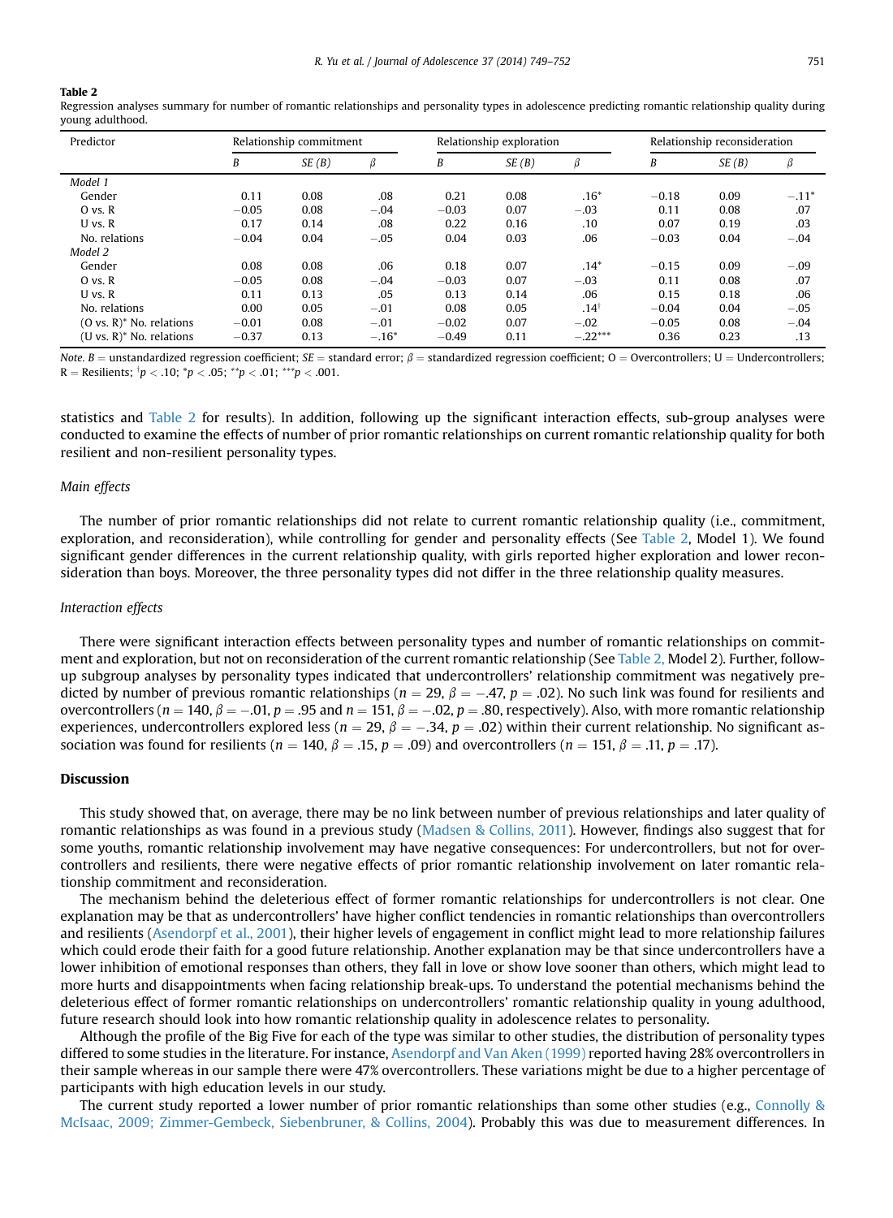**Table 2**
Regression analyses summary for number of romantic relationships and personality types in adolescence predicting romantic relationship quality during young adulthood.

| Predictor | Relationship commitment | | | Relationship exploration | | | Relationship reconsideration | | |
|---|---|---|---|---|---|---|---|---|---|
| | *B* | *SE (B)* | *β* | *B* | *SE (B)* | *β* | *B* | *SE (B)* | *β* |
| *Model 1* | | | | | | | | | |
| Gender | 0.11 | 0.08 | .08 | 0.21 | 0.08 | .16* | −0.18 | 0.09 | −.11* |
| O vs. R | −0.05 | 0.08 | −.04 | −0.03 | 0.07 | −.03 | 0.11 | 0.08 | .07 |
| U vs. R | 0.17 | 0.14 | .08 | 0.22 | 0.16 | .10 | 0.07 | 0.19 | .03 |
| No. relations | −0.04 | 0.04 | −.05 | 0.04 | 0.03 | .06 | −0.03 | 0.04 | −.04 |
| *Model 2* | | | | | | | | | |
| Gender | 0.08 | 0.08 | .06 | 0.18 | 0.07 | .14* | −0.15 | 0.09 | −.09 |
| O vs. R | −0.05 | 0.08 | −.04 | −0.03 | 0.07 | −.03 | 0.11 | 0.08 | .07 |
| U vs. R | 0.11 | 0.13 | .05 | 0.13 | 0.14 | .06 | 0.15 | 0.18 | .06 |
| No. relations | 0.00 | 0.05 | −.01 | 0.08 | 0.05 | .14† | −0.04 | 0.04 | −.05 |
| (O vs. R)* No. relations | −0.01 | 0.08 | −.01 | −0.02 | 0.07 | −.02 | −0.05 | 0.08 | −.04 |
| (U vs. R)* No. relations | −0.37 | 0.13 | −.16* | −0.49 | 0.11 | −.22*** | 0.36 | 0.23 | .13 |

*Note.* $B$ = unstandardized regression coefficient; $SE$ = standard error; $\beta$ = standardized regression coefficient; O = Overcontrollers; U = Undercontrollers; R = Resilients; †$p < .10$; *$p < .05$; **$p < .01$; ***$p < .001$.

statistics and Table 2 for results). In addition, following up the significant interaction effects, sub-group analyses were conducted to examine the effects of number of prior romantic relationships on current romantic relationship quality for both resilient and non-resilient personality types.

*Main effects*

The number of prior romantic relationships did not relate to current romantic relationship quality (i.e., commitment, exploration, and reconsideration), while controlling for gender and personality effects (See Table 2, Model 1). We found significant gender differences in the current relationship quality, with girls reported higher exploration and lower reconsideration than boys. Moreover, the three personality types did not differ in the three relationship quality measures.

*Interaction effects*

There were significant interaction effects between personality types and number of romantic relationships on commitment and exploration, but not on reconsideration of the current romantic relationship (See Table 2, Model 2). Further, follow-up subgroup analyses by personality types indicated that undercontrollers' relationship commitment was negatively predicted by number of previous romantic relationships ($n = 29$, $\beta = -.47$, $p = .02$). No such link was found for resilients and overcontrollers ($n = 140$, $\beta = -.01$, $p = .95$ and $n = 151$, $\beta = -.02$, $p = .80$, respectively). Also, with more romantic relationship experiences, undercontrollers explored less ($n = 29$, $\beta = -.34$, $p = .02$) within their current relationship. No significant association was found for resilients ($n = 140$, $\beta = .15$, $p = .09$) and overcontrollers ($n = 151$, $\beta = .11$, $p = .17$).

## Discussion

This study showed that, on average, there may be no link between number of previous relationships and later quality of romantic relationships as was found in a previous study (Madsen & Collins, 2011). However, findings also suggest that for some youths, romantic relationship involvement may have negative consequences: For undercontrollers, but not for overcontrollers and resilients, there were negative effects of prior romantic relationship involvement on later romantic relationship commitment and reconsideration.

The mechanism behind the deleterious effect of former romantic relationships for undercontrollers is not clear. One explanation may be that as undercontrollers' have higher conflict tendencies in romantic relationships than overcontrollers and resilients (Asendorpf et al., 2001), their higher levels of engagement in conflict might lead to more relationship failures which could erode their faith for a good future relationship. Another explanation may be that since undercontrollers have a lower inhibition of emotional responses than others, they fall in love or show love sooner than others, which might lead to more hurts and disappointments when facing relationship break-ups. To understand the potential mechanisms behind the deleterious effect of former romantic relationships on undercontrollers' romantic relationship quality in young adulthood, future research should look into how romantic relationship quality in adolescence relates to personality.

Although the profile of the Big Five for each of the type was similar to other studies, the distribution of personality types differed to some studies in the literature. For instance, Asendorpf and Van Aken (1999) reported having 28% overcontrollers in their sample whereas in our sample there were 47% overcontrollers. These variations might be due to a higher percentage of participants with high education levels in our study.

The current study reported a lower number of prior romantic relationships than some other studies (e.g., Connolly & McIsaac, 2009; Zimmer-Gembeck, Siebenbruner, & Collins, 2004). Probably this was due to measurement differences. In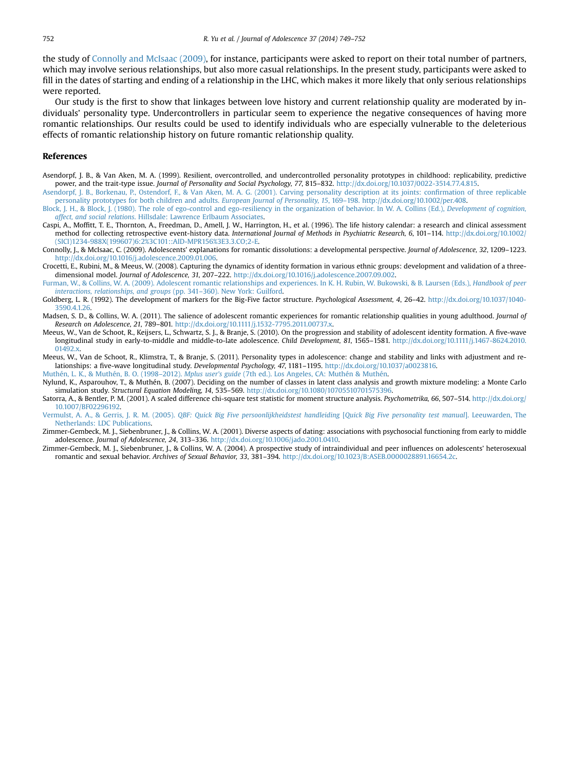the study of Connolly and McIsaac (2009), for instance, participants were asked to report on their total number of partners, which may involve serious relationships, but also more casual relationships. In the present study, participants were asked to fill in the dates of starting and ending of a relationship in the LHC, which makes it more likely that only serious relationships were reported.

Our study is the first to show that linkages between love history and current relationship quality are moderated by individuals' personality type. Undercontrollers in particular seem to experience the negative consequences of having more romantic relationships. Our results could be used to identify individuals who are especially vulnerable to the deleterious effects of romantic relationship history on future romantic relationship quality.

## References

Asendorpf, J. B., & Van Aken, M. A. (1999). Resilient, overcontrolled, and undercontrolled personality prototypes in childhood: replicability, predictive power, and the trait-type issue. *Journal of Personality and Social Psychology, 77*, 815–832. http://dx.doi.org/10.1037/0022-3514.77.4.815.

Asendorpf, J. B., Borkenau, P., Ostendorf, F., & Van Aken, M. A. G. (2001). Carving personality description at its joints: confirmation of three replicable personality prototypes for both children and adults. *European Journal of Personality, 15*, 169–198. http://dx.doi.org/10.1002/per.408.

Block, J. H., & Block, J. (1980). The role of ego-control and ego-resiliency in the organization of behavior. In W. A. Collins (Ed.), *Development of cognition, affect, and social relations*. Hillsdale: Lawrence Erlbaum Associates.

Caspi, A., Moffitt, T. E., Thornton, A., Freedman, D., Amell, J. W., Harrington, H., et al. (1996). The life history calendar: a research and clinical assessment method for collecting retrospective event-history data. *International Journal of Methods in Psychiatric Research, 6*, 101–114. http://dx.doi.org/10.1002/(SICI)1234-988X(199607)6:2%3C101::AID-MPR156%3E3.3.CO;2-E.

Connolly, J., & McIsaac, C. (2009). Adolescents' explanations for romantic dissolutions: a developmental perspective. *Journal of Adolescence, 32*, 1209–1223. http://dx.doi.org/10.1016/j.adolescence.2009.01.006.

Crocetti, E., Rubini, M., & Meeus, W. (2008). Capturing the dynamics of identity formation in various ethnic groups: development and validation of a three-dimensional model. *Journal of Adolescence, 31*, 207–222. http://dx.doi.org/10.1016/j.adolescence.2007.09.002.

Furman, W., & Collins, W. A. (2009). Adolescent romantic relationships and experiences. In K. H. Rubin, W. Bukowski, & B. Laursen (Eds.), *Handbook of peer interactions, relationships, and groups* (pp. 341–360). New York: Guilford.

Goldberg, L. R. (1992). The development of markers for the Big-Five factor structure. *Psychological Assessment, 4*, 26–42. http://dx.doi.org/10.1037/1040-3590.4.1.26.

Madsen, S. D., & Collins, W. A. (2011). The salience of adolescent romantic experiences for romantic relationship qualities in young adulthood. *Journal of Research on Adolescence, 21*, 789–801. http://dx.doi.org/10.1111/j.1532-7795.2011.00737.x.

Meeus, W., Van de Schoot, R., Keijsers, L., Schwartz, S. J., & Branje, S. (2010). On the progression and stability of adolescent identity formation. A five-wave longitudinal study in early-to-middle and middle-to-late adolescence. *Child Development, 81*, 1565–1581. http://dx.doi.org/10.1111/j.1467-8624.2010.01492.x.

Meeus, W., Van de Schoot, R., Klimstra, T., & Branje, S. (2011). Personality types in adolescence: change and stability and links with adjustment and relationships: a five-wave longitudinal study. *Developmental Psychology, 47*, 1181–1195. http://dx.doi.org/10.1037/a0023816.

Muthén, L. K., & Muthén, B. O. (1998–2012). *Mplus user's guide* (7th ed.). Los Angeles, CA: Muthén & Muthén.

Nylund, K., Asparouhov, T., & Muthén, B. (2007). Deciding on the number of classes in latent class analysis and growth mixture modeling: a Monte Carlo simulation study. *Structural Equation Modeling, 14*, 535–569. http://dx.doi.org/10.1080/10705510701575396.

Satorra, A., & Bentler, P. M. (2001). A scaled difference chi-square test statistic for moment structure analysis. *Psychometrika, 66*, 507–514. http://dx.doi.org/10.1007/BF02296192.

Vermulst, A. A., & Gerris, J. R. M. (2005). *QBF: Quick Big Five persoonlijkheidstest handleiding* [*Quick Big Five personality test manual*]. Leeuwarden, The Netherlands: LDC Publications.

Zimmer-Gembeck, M. J., Siebenbruner, J., & Collins, W. A. (2001). Diverse aspects of dating: associations with psychosocial functioning from early to middle adolescence. *Journal of Adolescence, 24*, 313–336. http://dx.doi.org/10.1006/jado.2001.0410.

Zimmer-Gembeck, M. J., Siebenbruner, J., & Collins, W. A. (2004). A prospective study of intraindividual and peer influences on adolescents' heterosexual romantic and sexual behavior. *Archives of Sexual Behavior, 33*, 381–394. http://dx.doi.org/10.1023/B:ASEB.0000028891.16654.2c.